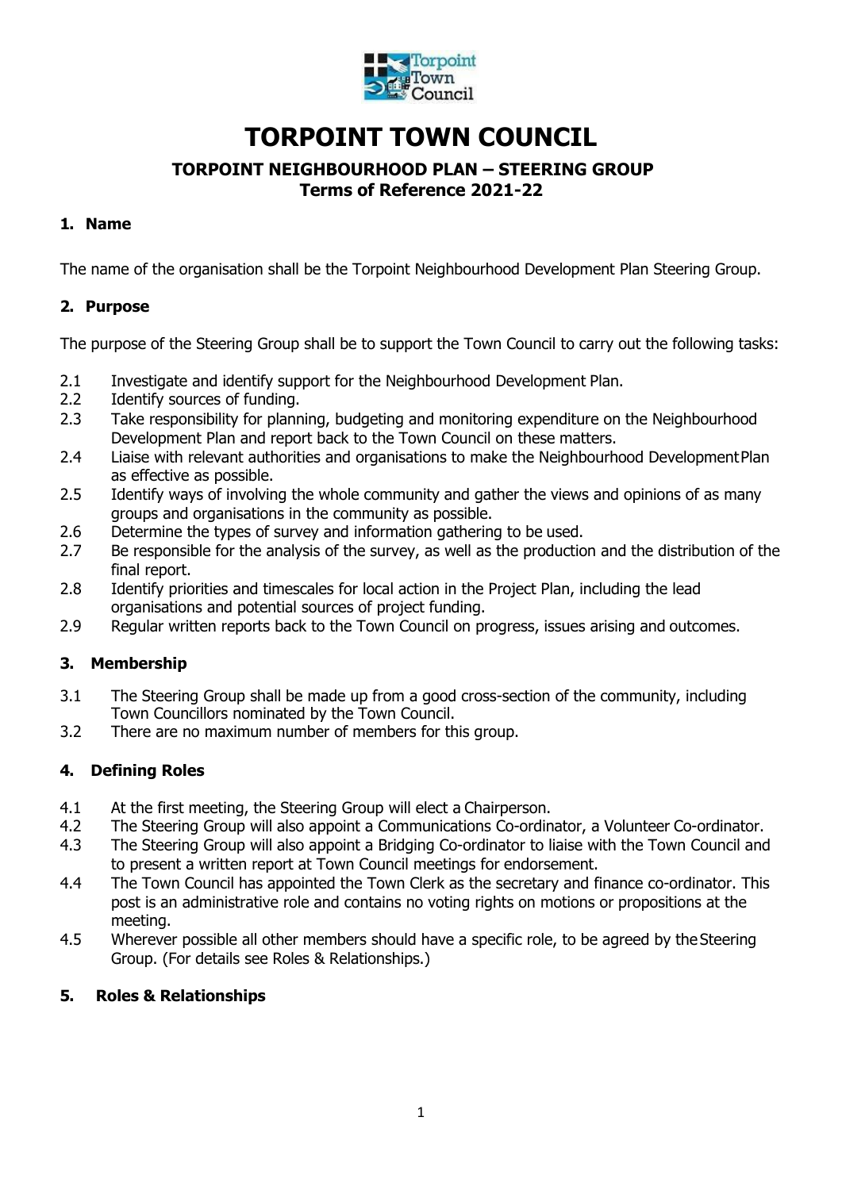# TORPOINT TOWN COUNCIL

## TORPOINT NEIGHBOURHOOD PLAN – STEERING GROUP
## Terms of Reference 2021-22

### 1. Name

The name of the organisation shall be the Torpoint Neighbourhood Development Plan Steering Group.

### 2. Purpose

The purpose of the Steering Group shall be to support the Town Council to carry out the following tasks:

2.1 Investigate and identify support for the Neighbourhood Development Plan.
2.2 Identify sources of funding.
2.3 Take responsibility for planning, budgeting and monitoring expenditure on the Neighbourhood Development Plan and report back to the Town Council on these matters.
2.4 Liaise with relevant authorities and organisations to make the Neighbourhood Development Plan as effective as possible.
2.5 Identify ways of involving the whole community and gather the views and opinions of as many groups and organisations in the community as possible.
2.6 Determine the types of survey and information gathering to be used.
2.7 Be responsible for the analysis of the survey, as well as the production and the distribution of the final report.
2.8 Identify priorities and timescales for local action in the Project Plan, including the lead organisations and potential sources of project funding.
2.9 Regular written reports back to the Town Council on progress, issues arising and outcomes.

### 3. Membership

3.1 The Steering Group shall be made up from a good cross-section of the community, including Town Councillors nominated by the Town Council.
3.2 There are no maximum number of members for this group.

### 4. Defining Roles

4.1 At the first meeting, the Steering Group will elect a Chairperson.
4.2 The Steering Group will also appoint a Communications Co-ordinator, a Volunteer Co-ordinator.
4.3 The Steering Group will also appoint a Bridging Co-ordinator to liaise with the Town Council and to present a written report at Town Council meetings for endorsement.
4.4 The Town Council has appointed the Town Clerk as the secretary and finance co-ordinator. This post is an administrative role and contains no voting rights on motions or propositions at the meeting.
4.5 Wherever possible all other members should have a specific role, to be agreed by the Steering Group. (For details see Roles & Relationships.)

### 5. Roles & Relationships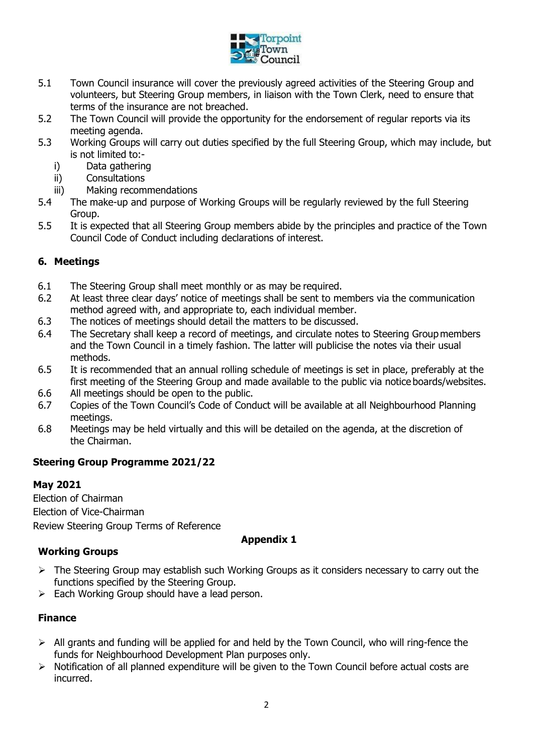5.1 Town Council insurance will cover the previously agreed activities of the Steering Group and volunteers, but Steering Group members, in liaison with the Town Clerk, need to ensure that terms of the insurance are not breached.

5.2 The Town Council will provide the opportunity for the endorsement of regular reports via its meeting agenda.

5.3 Working Groups will carry out duties specified by the full Steering Group, which may include, but is not limited to:-

   i) Data gathering
   ii) Consultations
   iii) Making recommendations

5.4 The make-up and purpose of Working Groups will be regularly reviewed by the full Steering Group.

5.5 It is expected that all Steering Group members abide by the principles and practice of the Town Council Code of Conduct including declarations of interest.

## 6. Meetings

6.1 The Steering Group shall meet monthly or as may be required.

6.2 At least three clear days' notice of meetings shall be sent to members via the communication method agreed with, and appropriate to, each individual member.

6.3 The notices of meetings should detail the matters to be discussed.

6.4 The Secretary shall keep a record of meetings, and circulate notes to Steering Group members and the Town Council in a timely fashion. The latter will publicise the notes via their usual methods.

6.5 It is recommended that an annual rolling schedule of meetings is set in place, preferably at the first meeting of the Steering Group and made available to the public via notice boards/websites.

6.6 All meetings should be open to the public.

6.7 Copies of the Town Council's Code of Conduct will be available at all Neighbourhood Planning meetings.

6.8 Meetings may be held virtually and this will be detailed on the agenda, at the discretion of the Chairman.

## Steering Group Programme 2021/22

**May 2021**

Election of Chairman

Election of Vice-Chairman

Review Steering Group Terms of Reference

## Appendix 1

### Working Groups

- The Steering Group may establish such Working Groups as it considers necessary to carry out the functions specified by the Steering Group.
- Each Working Group should have a lead person.

### Finance

- All grants and funding will be applied for and held by the Town Council, who will ring-fence the funds for Neighbourhood Development Plan purposes only.
- Notification of all planned expenditure will be given to the Town Council before actual costs are incurred.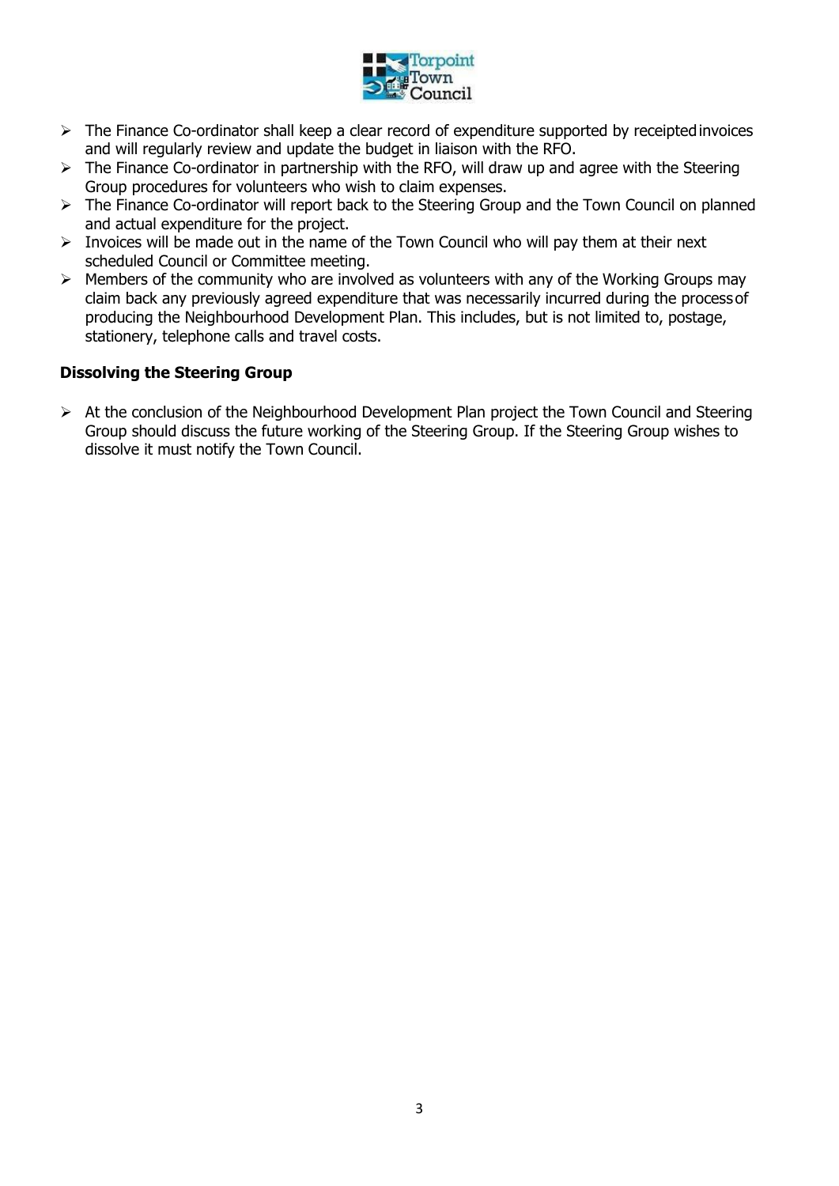- The Finance Co-ordinator shall keep a clear record of expenditure supported by receipted invoices and will regularly review and update the budget in liaison with the RFO.
- The Finance Co-ordinator in partnership with the RFO, will draw up and agree with the Steering Group procedures for volunteers who wish to claim expenses.
- The Finance Co-ordinator will report back to the Steering Group and the Town Council on planned and actual expenditure for the project.
- Invoices will be made out in the name of the Town Council who will pay them at their next scheduled Council or Committee meeting.
- Members of the community who are involved as volunteers with any of the Working Groups may claim back any previously agreed expenditure that was necessarily incurred during the process of producing the Neighbourhood Development Plan. This includes, but is not limited to, postage, stationery, telephone calls and travel costs.

**Dissolving the Steering Group**

- At the conclusion of the Neighbourhood Development Plan project the Town Council and Steering Group should discuss the future working of the Steering Group. If the Steering Group wishes to dissolve it must notify the Town Council.